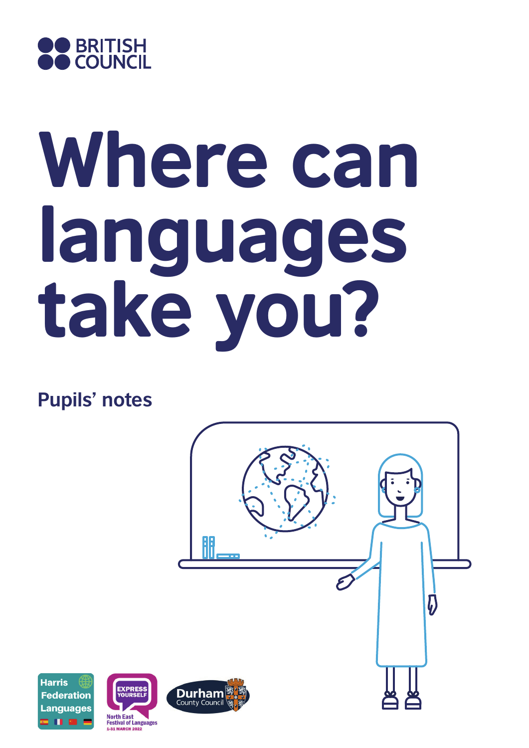BRITISH COUNCIL

# Where can languages take you?

## Pupils' notes

Harris Federation Languages

EXPRESS YOURSELF

North East Festival of Languages 1-31 MARCH 2022

Durham County Council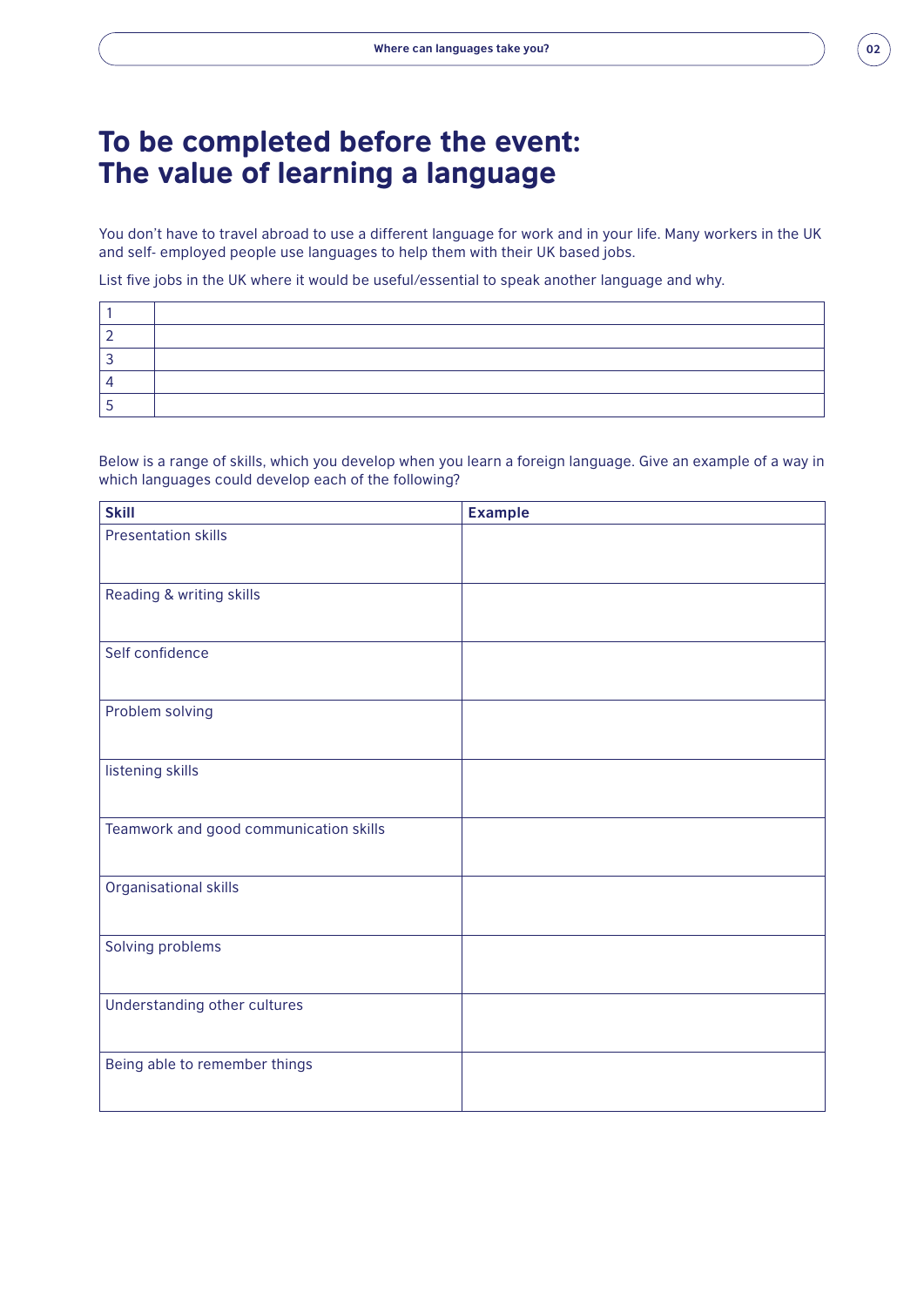# To be completed before the event: The value of learning a language

You don't have to travel abroad to use a different language for work and in your life. Many workers in the UK and self- employed people use languages to help them with their UK based jobs.

List five jobs in the UK where it would be useful/essential to speak another language and why.

| | |
|---|---|
| 1 | |
| 2 | |
| 3 | |
| 4 | |
| 5 | |

Below is a range of skills, which you develop when you learn a foreign language. Give an example of a way in which languages could develop each of the following?

| **Skill** | **Example** |
|---|---|
| Presentation skills | |
| Reading & writing skills | |
| Self confidence | |
| Problem solving | |
| listening skills | |
| Teamwork and good communication skills | |
| Organisational skills | |
| Solving problems | |
| Understanding other cultures | |
| Being able to remember things | |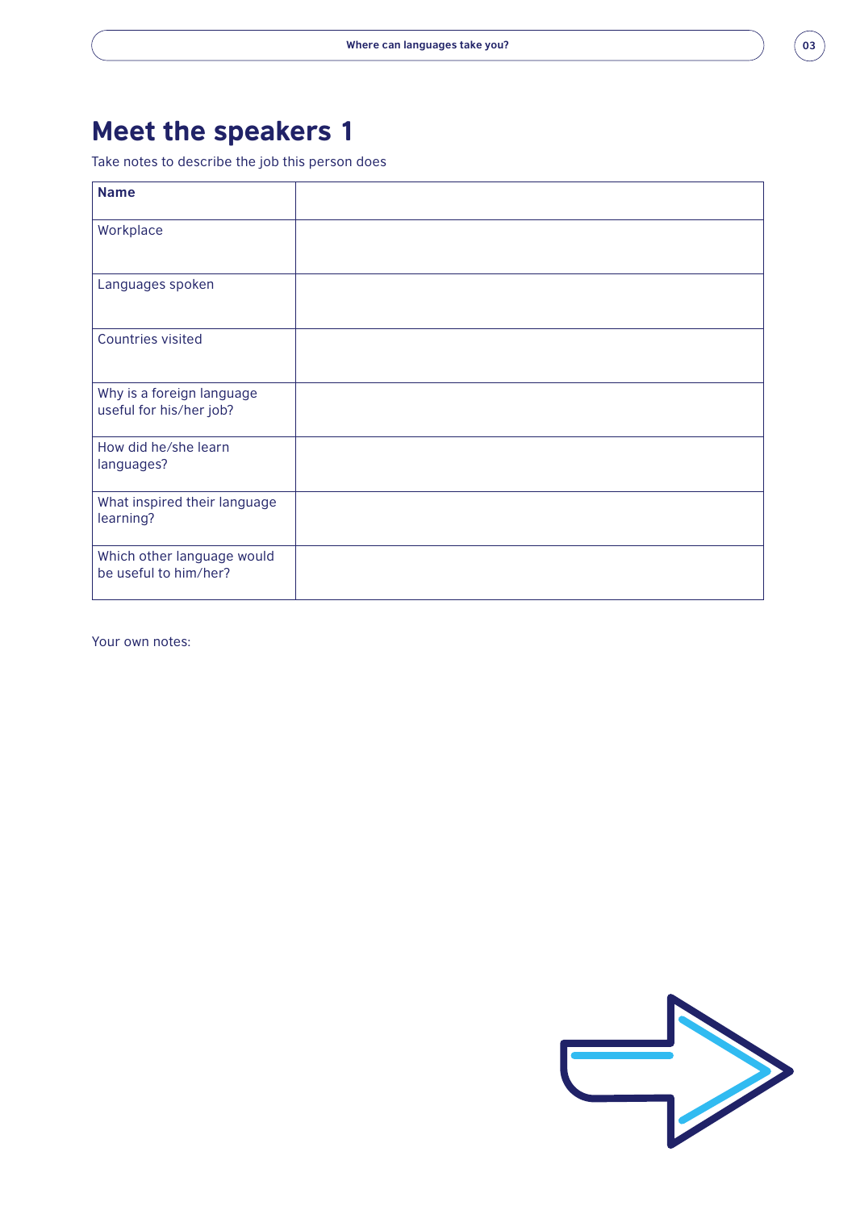# Meet the speakers 1

Take notes to describe the job this person does

| **Name** | |
|---|---|
| Workplace | |
| Languages spoken | |
| Countries visited | |
| Why is a foreign language useful for his/her job? | |
| How did he/she learn languages? | |
| What inspired their language learning? | |
| Which other language would be useful to him/her? | |

Your own notes: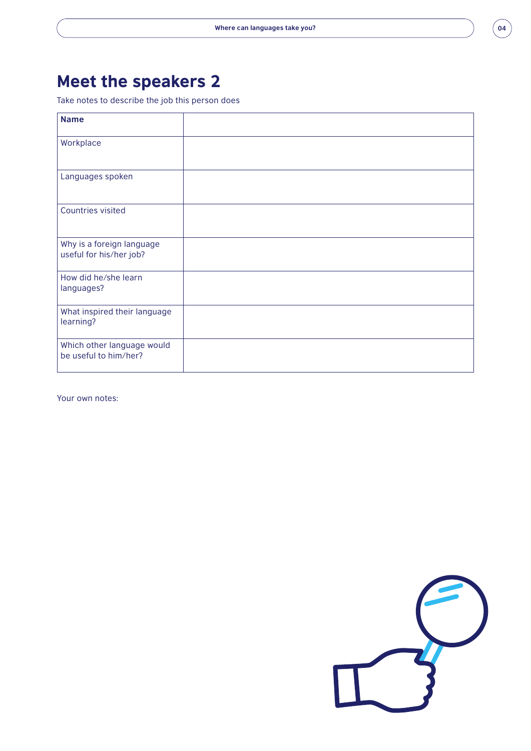# Meet the speakers 2

Take notes to describe the job this person does

| **Name** | |
|---|---|
| Workplace | |
| Languages spoken | |
| Countries visited | |
| Why is a foreign language useful for his/her job? | |
| How did he/she learn languages? | |
| What inspired their language learning? | |
| Which other language would be useful to him/her? | |

Your own notes: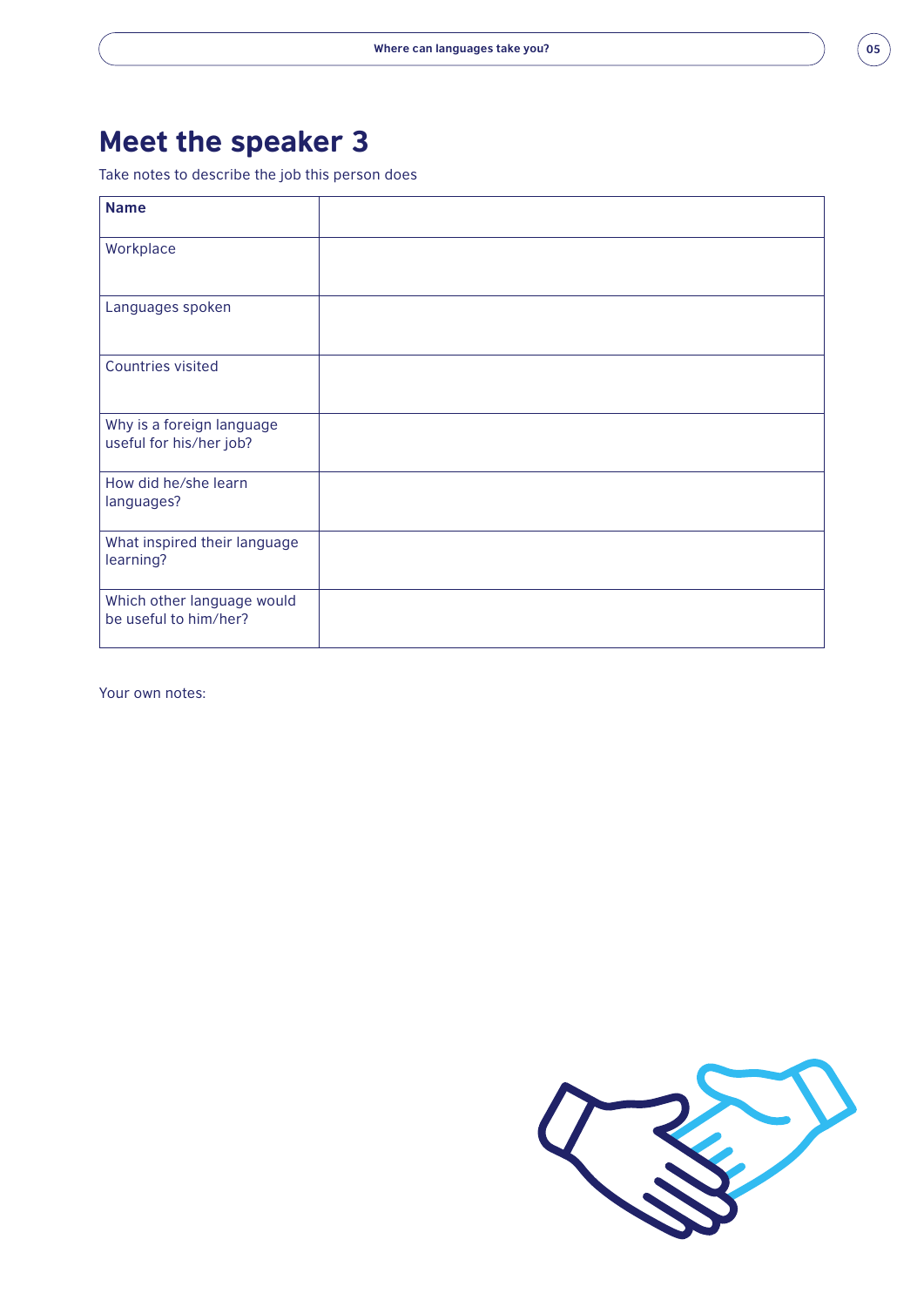# Meet the speaker 3

Take notes to describe the job this person does

| **Name** | |
|---|---|
| Workplace | |
| Languages spoken | |
| Countries visited | |
| Why is a foreign language useful for his/her job? | |
| How did he/she learn languages? | |
| What inspired their language learning? | |
| Which other language would be useful to him/her? | |

Your own notes: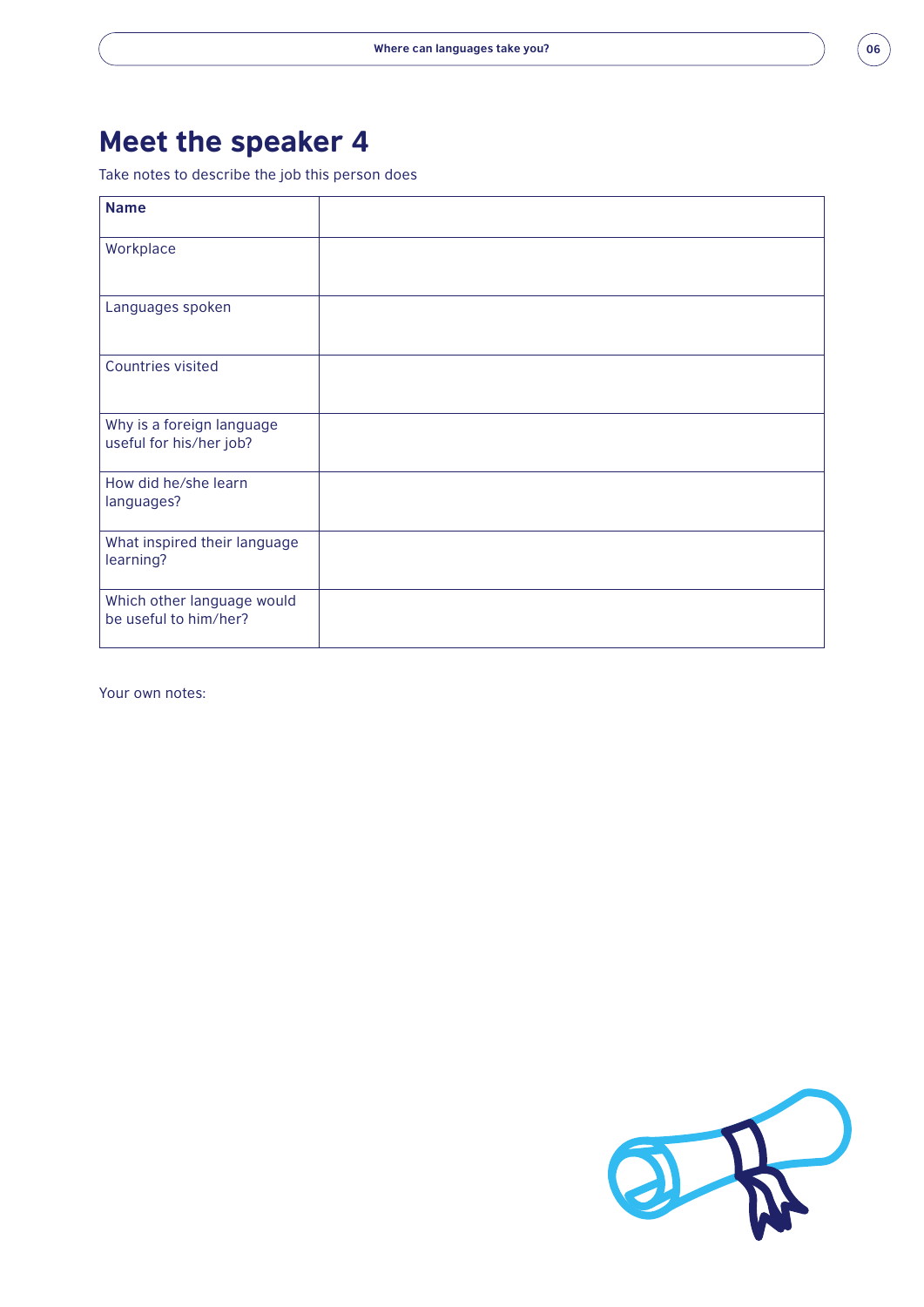# Meet the speaker 4

Take notes to describe the job this person does

| **Name** | |
|---|---|
| Workplace | |
| Languages spoken | |
| Countries visited | |
| Why is a foreign language useful for his/her job? | |
| How did he/she learn languages? | |
| What inspired their language learning? | |
| Which other language would be useful to him/her? | |

Your own notes: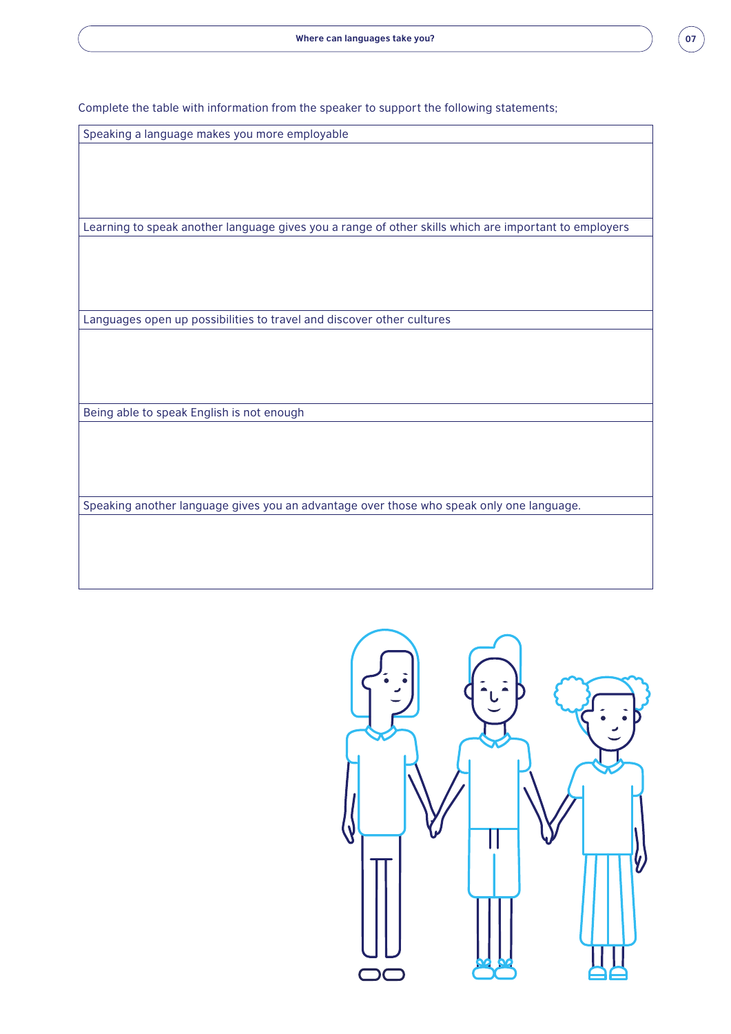Complete the table with information from the speaker to support the following statements;

| Speaking a language makes you more employable |
| --- |
| |
| Learning to speak another language gives you a range of other skills which are important to employers |
| |
| Languages open up possibilities to travel and discover other cultures |
| |
| Being able to speak English is not enough |
| |
| Speaking another language gives you an advantage over those who speak only one language. |
| |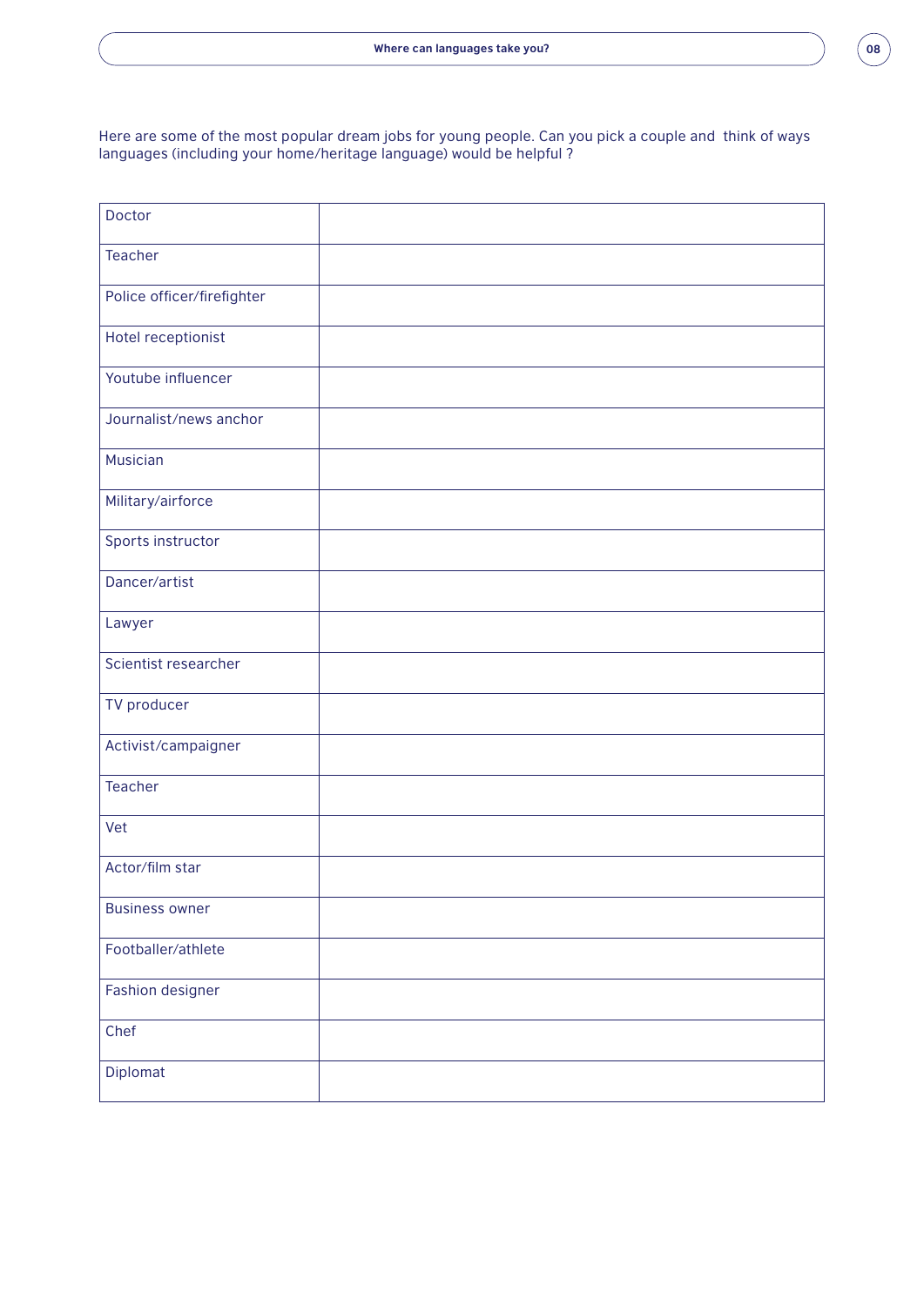Here are some of the most popular dream jobs for young people. Can you pick a couple and think of ways languages (including your home/heritage language) would be helpful ?

| | |
|---|---|
| Doctor | |
| Teacher | |
| Police officer/firefighter | |
| Hotel receptionist | |
| Youtube influencer | |
| Journalist/news anchor | |
| Musician | |
| Military/airforce | |
| Sports instructor | |
| Dancer/artist | |
| Lawyer | |
| Scientist researcher | |
| TV producer | |
| Activist/campaigner | |
| Teacher | |
| Vet | |
| Actor/film star | |
| Business owner | |
| Footballer/athlete | |
| Fashion designer | |
| Chef | |
| Diplomat | |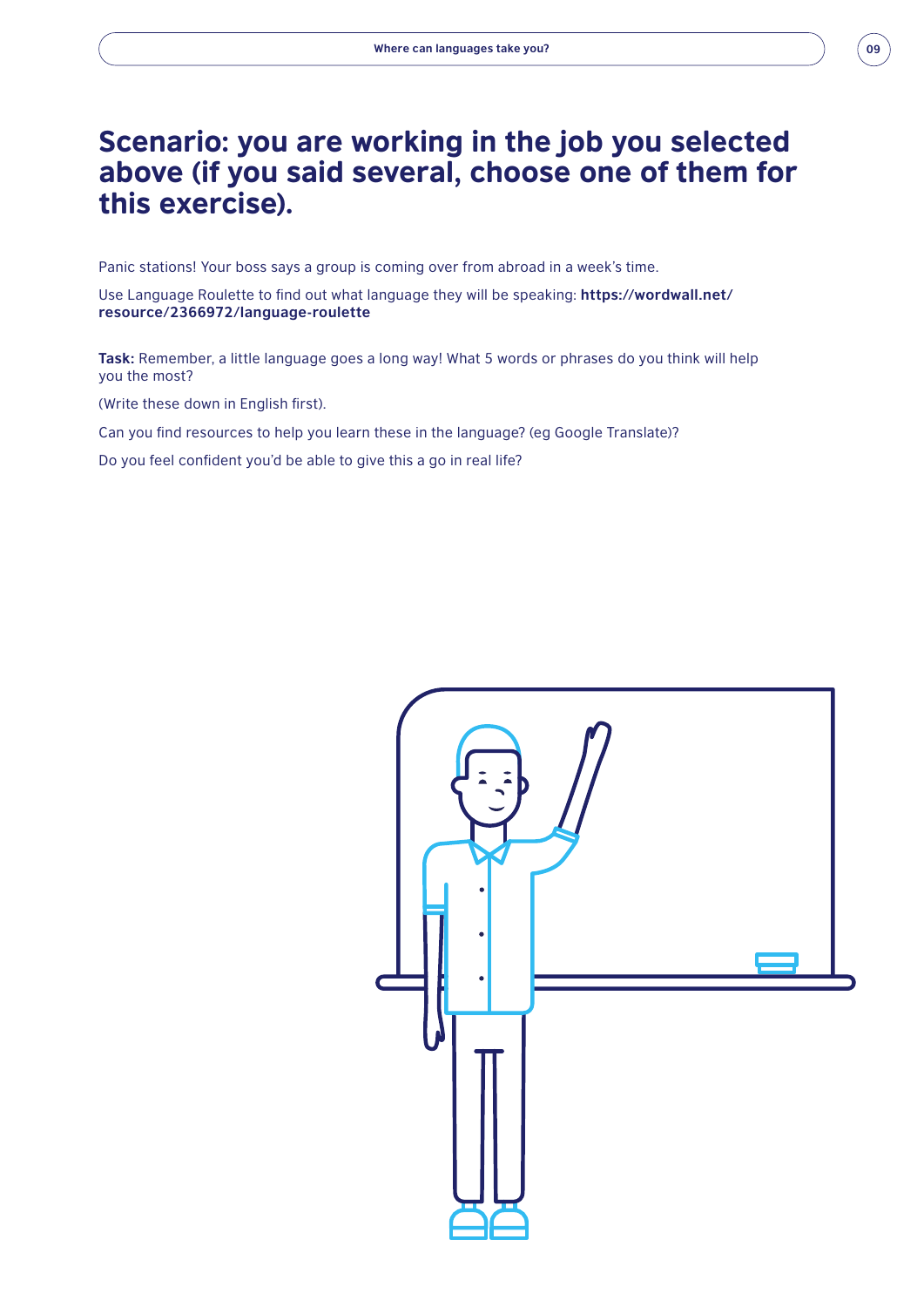# Scenario: you are working in the job you selected above (if you said several, choose one of them for this exercise).

Panic stations! Your boss says a group is coming over from abroad in a week's time.

Use Language Roulette to find out what language they will be speaking: **https://wordwall.net/resource/2366972/language-roulette**

**Task:** Remember, a little language goes a long way! What 5 words or phrases do you think will help you the most?

(Write these down in English first).

Can you find resources to help you learn these in the language? (eg Google Translate)?

Do you feel confident you'd be able to give this a go in real life?